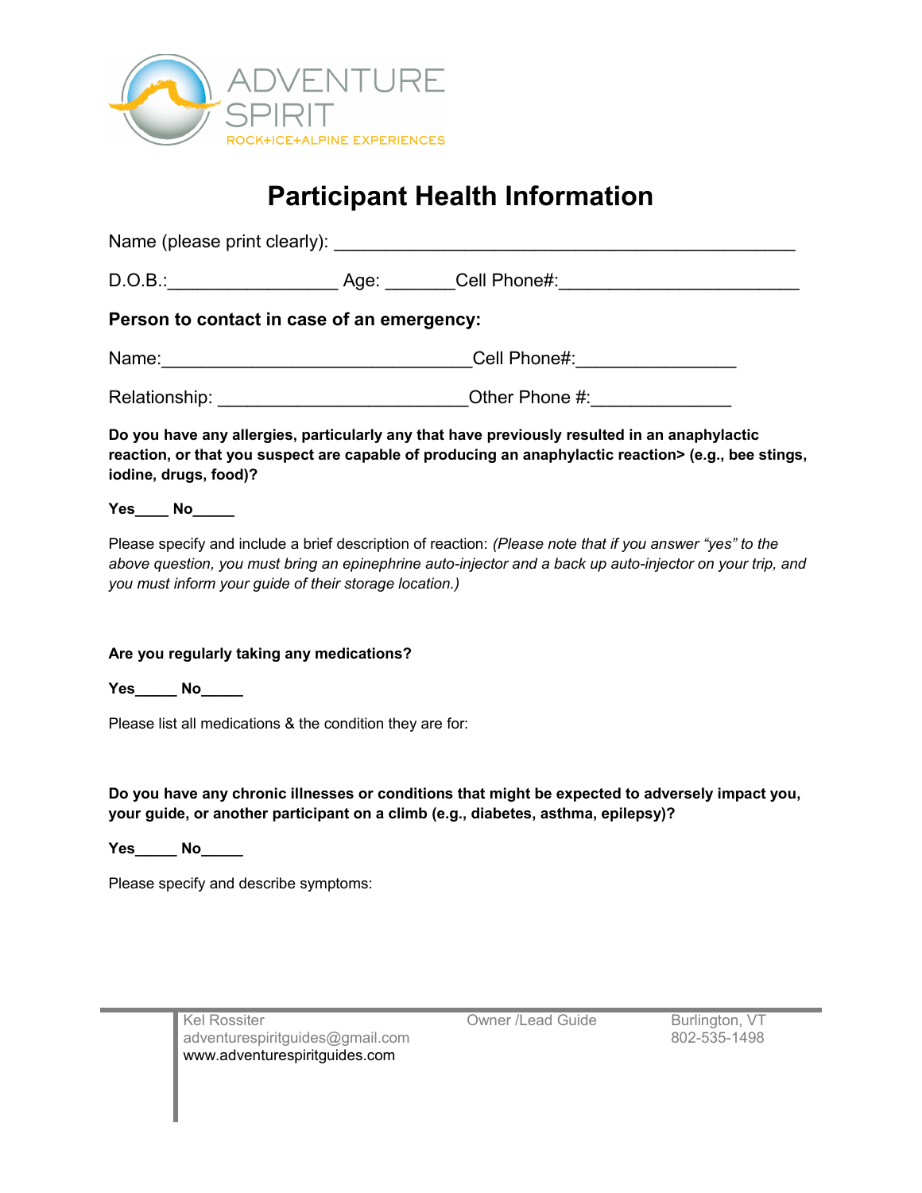ADVENTURE SPIRIT
ROCK+ICE+ALPINE EXPERIENCES

# Participant Health Information

Name (please print clearly): _____________________________________________

D.O.B.:________________ Age: _______Cell Phone#:_______________________

**Person to contact in case of an emergency:**

Name:______________________________Cell Phone#:_______________

Relationship: ________________________Other Phone #:_____________

**Do you have any allergies, particularly any that have previously resulted in an anaphylactic reaction, or that you suspect are capable of producing an anaphylactic reaction> (e.g., bee stings, iodine, drugs, food)?**

**Yes____ No_____**

Please specify and include a brief description of reaction: *(Please note that if you answer "yes" to the above question, you must bring an epinephrine auto-injector and a back up auto-injector on your trip, and you must inform your guide of their storage location.)*

**Are you regularly taking any medications?**

**Yes_____ No_____**

Please list all medications & the condition they are for:

**Do you have any chronic illnesses or conditions that might be expected to adversely impact you, your guide, or another participant on a climb (e.g., diabetes, asthma, epilepsy)?**

**Yes_____ No_____**

Please specify and describe symptoms:

Kel Rossiter | Owner /Lead Guide | Burlington, VT
adventurespiritguides@gmail.com | 802-535-1498
www.adventurespiritguides.com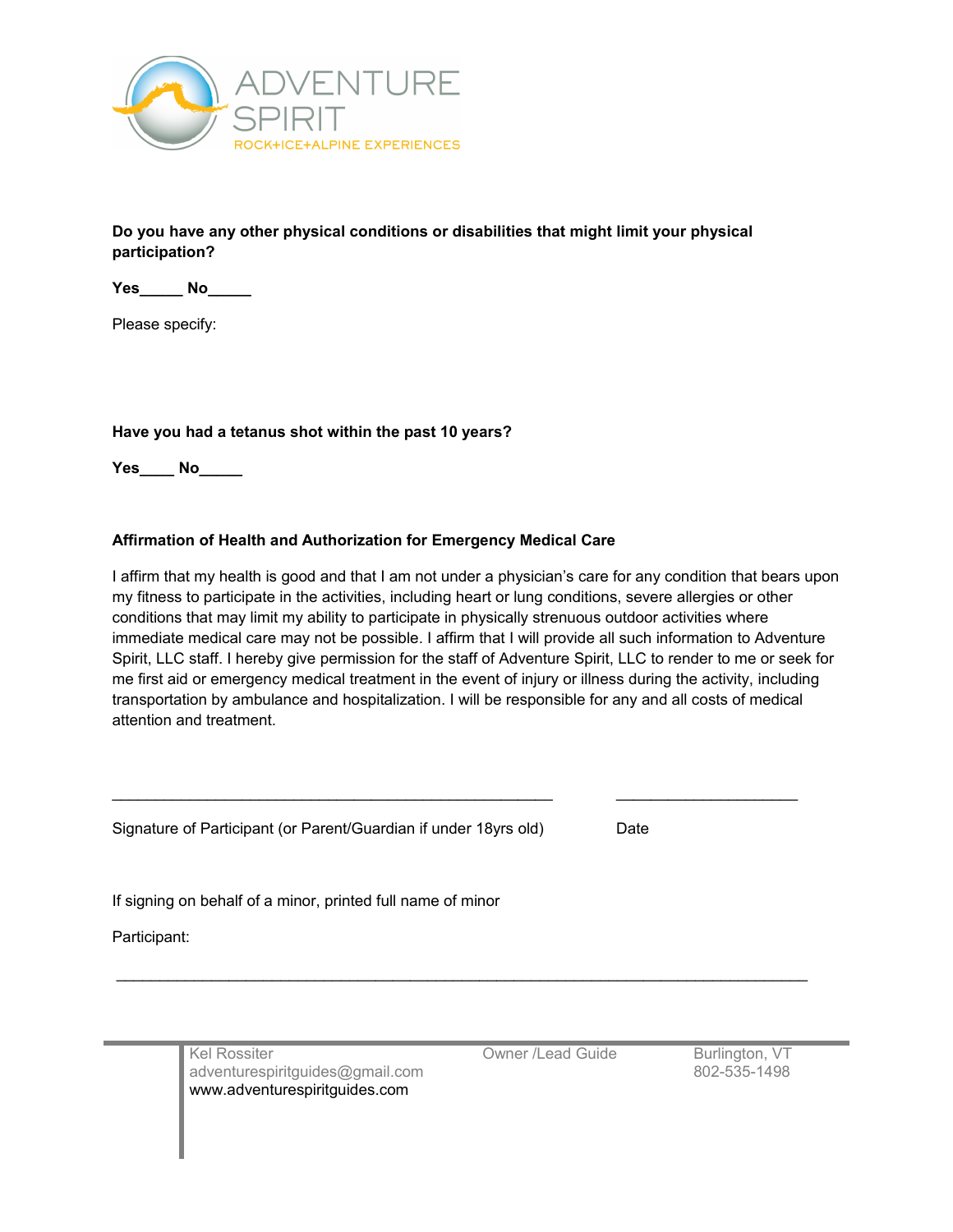ADVENTURE SPIRIT

ROCK+ICE+ALPINE EXPERIENCES

**Do you have any other physical conditions or disabilities that might limit your physical participation?**

**Yes_____ No_____**

Please specify:

**Have you had a tetanus shot within the past 10 years?**

**Yes____ No_____**

**Affirmation of Health and Authorization for Emergency Medical Care**

I affirm that my health is good and that I am not under a physician's care for any condition that bears upon my fitness to participate in the activities, including heart or lung conditions, severe allergies or other conditions that may limit my ability to participate in physically strenuous outdoor activities where immediate medical care may not be possible. I affirm that I will provide all such information to Adventure Spirit, LLC staff. I hereby give permission for the staff of Adventure Spirit, LLC to render to me or seek for me first aid or emergency medical treatment in the event of injury or illness during the activity, including transportation by ambulance and hospitalization. I will be responsible for any and all costs of medical attention and treatment.

_____________________________________________________ _____________________

Signature of Participant (or Parent/Guardian if under 18yrs old) Date

If signing on behalf of a minor, printed full name of minor

Participant:

_____________________________________________________________________________________

Kel Rossiter | Owner /Lead Guide | Burlington, VT
adventurespiritguides@gmail.com | | 802-535-1498
www.adventurespiritguides.com